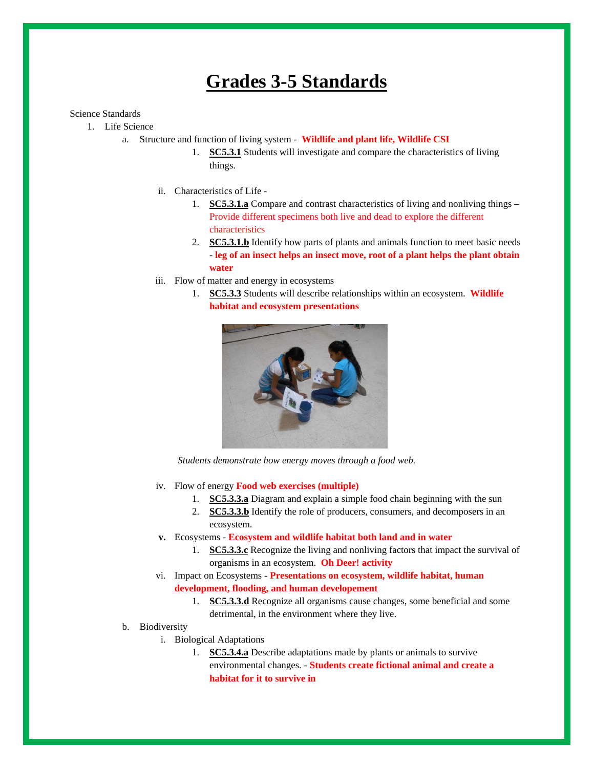# **Grades 3-5 Standards**

Science Standards

1. Life Science
   a. Structure and function of living system - **Wildlife and plant life, Wildlife CSI**
      1. **SC5.3.1** Students will investigate and compare the characteristics of living things.

   ii. Characteristics of Life -
      1. **SC5.3.1.a** Compare and contrast characteristics of living and nonliving things – Provide different specimens both live and dead to explore the different characteristics
      2. **SC5.3.1.b** Identify how parts of plants and animals function to meet basic needs - **leg of an insect helps an insect move, root of a plant helps the plant obtain water**

   iii. Flow of matter and energy in ecosystems
      1. **SC5.3.3** Students will describe relationships within an ecosystem. **Wildlife habitat and ecosystem presentations**

*Students demonstrate how energy moves through a food web.*

   iv. Flow of energy **Food web exercises (multiple)**
      1. **SC5.3.3.a** Diagram and explain a simple food chain beginning with the sun
      2. **SC5.3.3.b** Identify the role of producers, consumers, and decomposers in an ecosystem.

   **v.** Ecosystems - **Ecosystem and wildlife habitat both land and in water**
      1. **SC5.3.3.c** Recognize the living and nonliving factors that impact the survival of organisms in an ecosystem. **Oh Deer! activity**

   vi. Impact on Ecosystems - **Presentations on ecosystem, wildlife habitat, human development, flooding, and human developement**
      1. **SC5.3.3.d** Recognize all organisms cause changes, some beneficial and some detrimental, in the environment where they live.

   b. Biodiversity
      i. Biological Adaptations
         1. **SC5.3.4.a** Describe adaptations made by plants or animals to survive environmental changes. - **Students create fictional animal and create a habitat for it to survive in**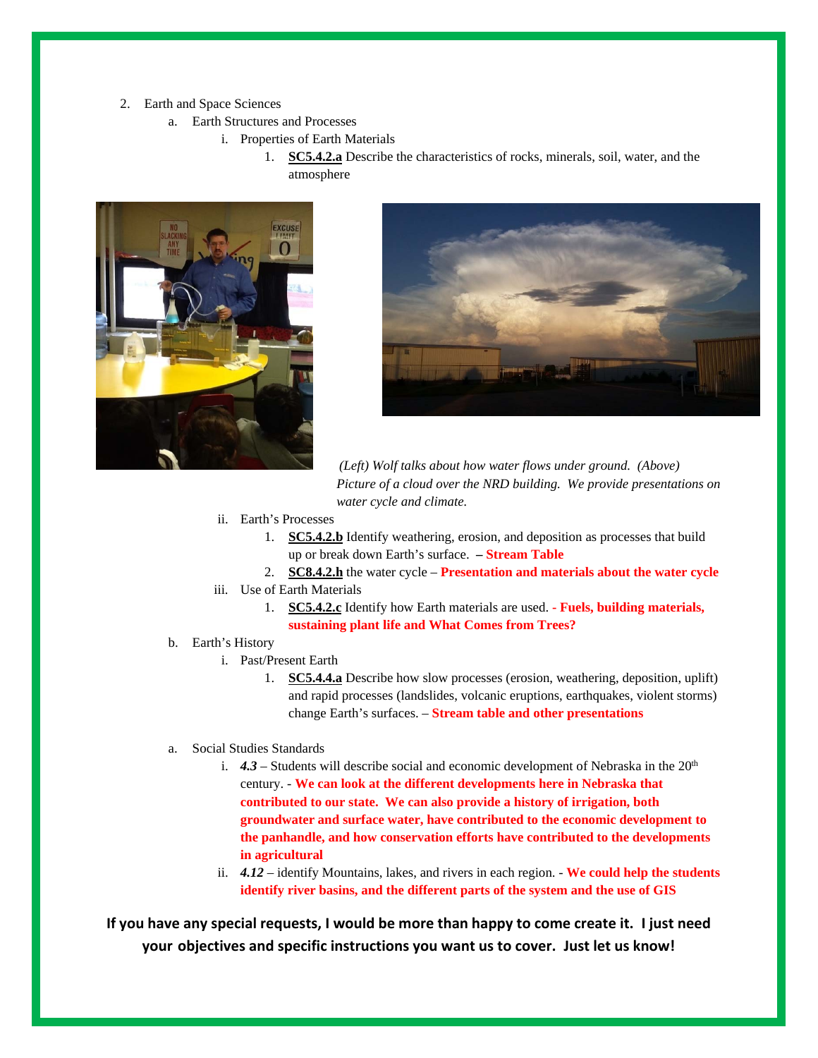2. Earth and Space Sciences
   a. Earth Structures and Processes
      i. Properties of Earth Materials
         1. **SC5.4.2.a** Describe the characteristics of rocks, minerals, soil, water, and the atmosphere

*(Left) Wolf talks about how water flows under ground. (Above) Picture of a cloud over the NRD building. We provide presentations on water cycle and climate.*

      ii. Earth's Processes
         1. **SC5.4.2.b** Identify weathering, erosion, and deposition as processes that build up or break down Earth's surface. **– Stream Table**
         2. **SC8.4.2.h** the water cycle – **Presentation and materials about the water cycle**
      iii. Use of Earth Materials
         1. **SC5.4.2.c** Identify how Earth materials are used. **- Fuels, building materials, sustaining plant life and What Comes from Trees?**
   b. Earth's History
      i. Past/Present Earth
         1. **SC5.4.4.a** Describe how slow processes (erosion, weathering, deposition, uplift) and rapid processes (landslides, volcanic eruptions, earthquakes, violent storms) change Earth's surfaces. – **Stream table and other presentations**

   a. Social Studies Standards
      i. ***4.3*** – Students will describe social and economic development of Nebraska in the 20th century. - **We can look at the different developments here in Nebraska that contributed to our state. We can also provide a history of irrigation, both groundwater and surface water, have contributed to the economic development to the panhandle, and how conservation efforts have contributed to the developments in agricultural**
      ii. ***4.12*** – identify Mountains, lakes, and rivers in each region. - **We could help the students identify river basins, and the different parts of the system and the use of GIS**

**If you have any special requests, I would be more than happy to come create it. I just need your objectives and specific instructions you want us to cover. Just let us know!**